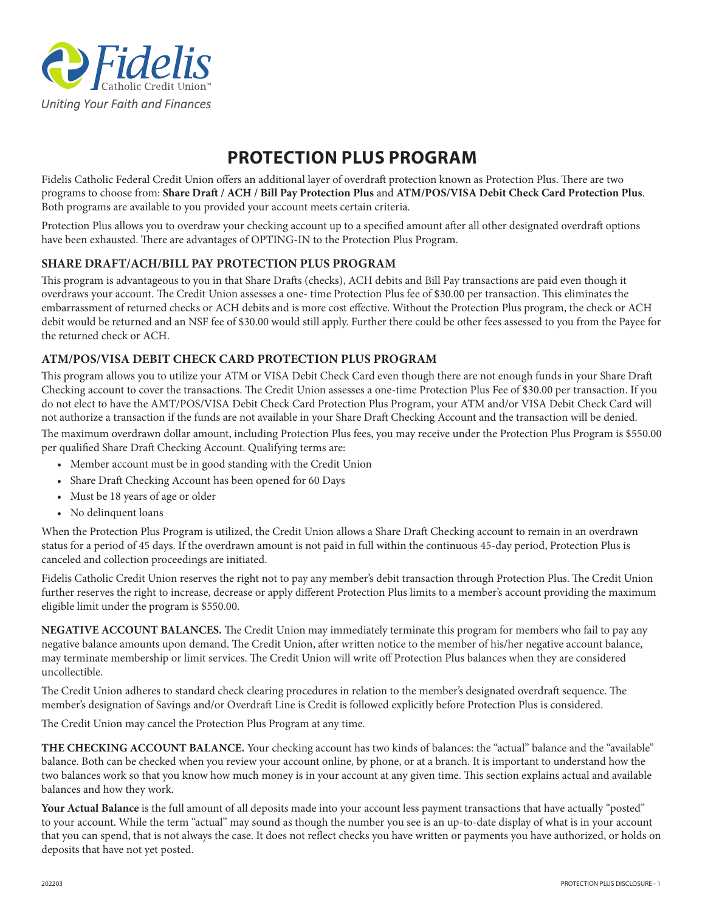Fidelis Catholic Credit Union™

*Uniting Your Faith and Finances*

# PROTECTION PLUS PROGRAM

Fidelis Catholic Federal Credit Union offers an additional layer of overdraft protection known as Protection Plus. There are two programs to choose from: **Share Draft / ACH / Bill Pay Protection Plus** and **ATM/POS/VISA Debit Check Card Protection Plus**. Both programs are available to you provided your account meets certain criteria.

Protection Plus allows you to overdraw your checking account up to a specified amount after all other designated overdraft options have been exhausted. There are advantages of OPTING-IN to the Protection Plus Program.

### SHARE DRAFT/ACH/BILL PAY PROTECTION PLUS PROGRAM

This program is advantageous to you in that Share Drafts (checks), ACH debits and Bill Pay transactions are paid even though it overdraws your account. The Credit Union assesses a one- time Protection Plus fee of $30.00 per transaction. This eliminates the embarrassment of returned checks or ACH debits and is more cost effective. Without the Protection Plus program, the check or ACH debit would be returned and an NSF fee of $30.00 would still apply. Further there could be other fees assessed to you from the Payee for the returned check or ACH.

### ATM/POS/VISA DEBIT CHECK CARD PROTECTION PLUS PROGRAM

This program allows you to utilize your ATM or VISA Debit Check Card even though there are not enough funds in your Share Draft Checking account to cover the transactions. The Credit Union assesses a one-time Protection Plus Fee of $30.00 per transaction. If you do not elect to have the AMT/POS/VISA Debit Check Card Protection Plus Program, your ATM and/or VISA Debit Check Card will not authorize a transaction if the funds are not available in your Share Draft Checking Account and the transaction will be denied.

The maximum overdrawn dollar amount, including Protection Plus fees, you may receive under the Protection Plus Program is $550.00 per qualified Share Draft Checking Account. Qualifying terms are:

- Member account must be in good standing with the Credit Union
- Share Draft Checking Account has been opened for 60 Days
- Must be 18 years of age or older
- No delinquent loans

When the Protection Plus Program is utilized, the Credit Union allows a Share Draft Checking account to remain in an overdrawn status for a period of 45 days. If the overdrawn amount is not paid in full within the continuous 45-day period, Protection Plus is canceled and collection proceedings are initiated.

Fidelis Catholic Credit Union reserves the right not to pay any member's debit transaction through Protection Plus. The Credit Union further reserves the right to increase, decrease or apply different Protection Plus limits to a member's account providing the maximum eligible limit under the program is $550.00.

**NEGATIVE ACCOUNT BALANCES.** The Credit Union may immediately terminate this program for members who fail to pay any negative balance amounts upon demand. The Credit Union, after written notice to the member of his/her negative account balance, may terminate membership or limit services. The Credit Union will write off Protection Plus balances when they are considered uncollectible.

The Credit Union adheres to standard check clearing procedures in relation to the member's designated overdraft sequence. The member's designation of Savings and/or Overdraft Line is Credit is followed explicitly before Protection Plus is considered.

The Credit Union may cancel the Protection Plus Program at any time.

**THE CHECKING ACCOUNT BALANCE.** Your checking account has two kinds of balances: the "actual" balance and the "available" balance. Both can be checked when you review your account online, by phone, or at a branch. It is important to understand how the two balances work so that you know how much money is in your account at any given time. This section explains actual and available balances and how they work.

**Your Actual Balance** is the full amount of all deposits made into your account less payment transactions that have actually "posted" to your account. While the term "actual" may sound as though the number you see is an up-to-date display of what is in your account that you can spend, that is not always the case. It does not reflect checks you have written or payments you have authorized, or holds on deposits that have not yet posted.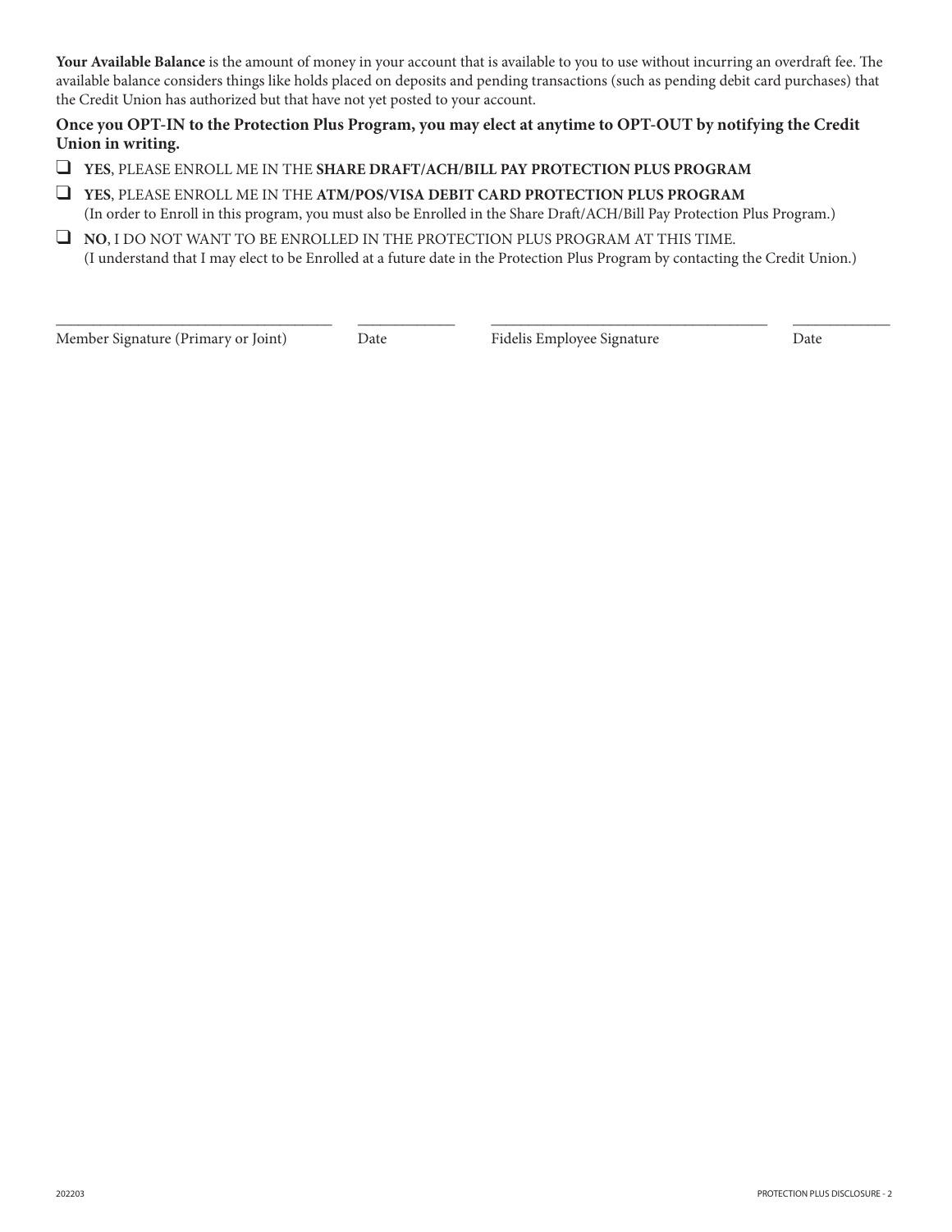**Your Available Balance** is the amount of money in your account that is available to you to use without incurring an overdraft fee. The available balance considers things like holds placed on deposits and pending transactions (such as pending debit card purchases) that the Credit Union has authorized but that have not yet posted to your account.

**Once you OPT-IN to the Protection Plus Program, you may elect at anytime to OPT-OUT by notifying the Credit Union in writing.**

- ☐ **YES**, PLEASE ENROLL ME IN THE **SHARE DRAFT/ACH/BILL PAY PROTECTION PLUS PROGRAM**
- ☐ **YES**, PLEASE ENROLL ME IN THE **ATM/POS/VISA DEBIT CARD PROTECTION PLUS PROGRAM**
  (In order to Enroll in this program, you must also be Enrolled in the Share Draft/ACH/Bill Pay Protection Plus Program.)
- ☐ **NO**, I DO NOT WANT TO BE ENROLLED IN THE PROTECTION PLUS PROGRAM AT THIS TIME.
  (I understand that I may elect to be Enrolled at a future date in the Protection Plus Program by contacting the Credit Union.)

| | | | |
|---|---|---|---|
| ______________________________ | __________ | ______________________________ | __________ |
| Member Signature (Primary or Joint) | Date | Fidelis Employee Signature | Date |

202203